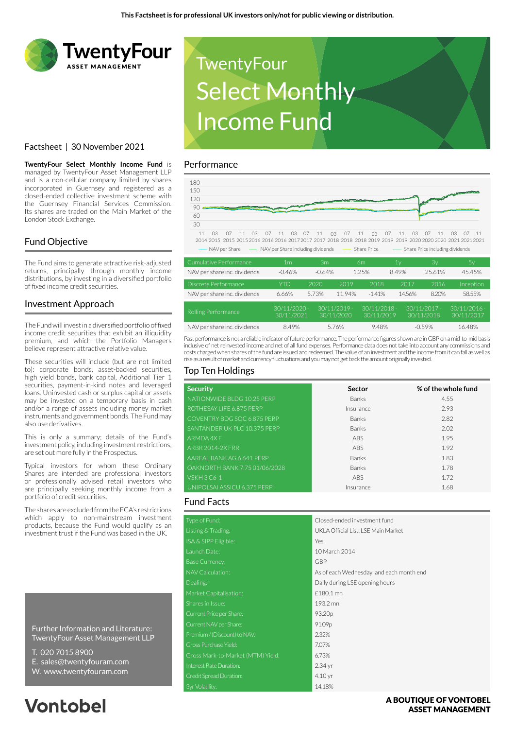This Factsheet is for professional UK investors only/not for public viewing or distribution.

TwentyFour ASSET MANAGEMENT

# TwentyFour Select Monthly Income Fund

Factsheet | 30 November 2021

**TwentyFour Select Monthly Income Fund** is managed by TwentyFour Asset Management LLP and is a non-cellular company limited by shares incorporated in Guernsey and registered as a closed-ended collective investment scheme with the Guernsey Financial Services Commission. Its shares are traded on the Main Market of the London Stock Exchange.

## Fund Objective

The Fund aims to generate attractive risk-adjusted returns, principally through monthly income distributions, by investing in a diversified portfolio of fixed income credit securities.

## Investment Approach

The Fund will invest in a diversified portfolio of fixed income credit securities that exhibit an illiquidity premium, and which the Portfolio Managers believe represent attractive relative value.

These securities will include (but are not limited to): corporate bonds, asset-backed securities, high yield bonds, bank capital, Additional Tier 1 securities, payment-in-kind notes and leveraged loans. Uninvested cash or surplus capital or assets may be invested on a temporary basis in cash and/or a range of assets including money market instruments and government bonds. The Fund may also use derivatives.

This is only a summary; details of the Fund's investment policy, including investment restrictions, are set out more fully in the Prospectus.

Typical investors for whom these Ordinary Shares are intended are professional investors or professionally advised retail investors who are principally seeking monthly income from a portfolio of credit securities.

The shares are excluded from the FCA's restrictions which apply to non-mainstream investment products, because the Fund would qualify as an investment trust if the Fund was based in the UK.

## Performance

Chart legend: NAV per Share; NAV per Share including dividends; Share Price; Share Price including dividends

| Cumulative Performance | 1m | 3m | 6m | 1y | 3y | 5y |
|---|---|---|---|---|---|---|
| NAV per share inc. dividends | -0.46% | -0.64% | 1.25% | 8.49% | 25.61% | 45.45% |

| Discrete Performance | YTD | 2020 | 2019 | 2018 | 2017 | 2016 | Inception |
|---|---|---|---|---|---|---|---|
| NAV per share inc. dividends | 6.66% | 5.73% | 11.94% | -1.41% | 14.56% | 8.20% | 58.55% |

| Rolling Performance | 30/11/2020 - 30/11/2021 | 30/11/2019 - 30/11/2020 | 30/11/2018 - 30/11/2019 | 30/11/2017 - 30/11/2018 | 30/11/2016 - 30/11/2017 |
|---|---|---|---|---|---|
| NAV per share inc. dividends | 8.49% | 5.76% | 9.48% | -0.59% | 16.48% |

Past performance is not a reliable indicator of future performance. The performance figures shown are in GBP on a mid-to-mid basis inclusive of net reinvested income and net of all fund expenses. Performance data does not take into account any commissions and costs charged when shares of the fund are issued and redeemed. The value of an investment and the income from it can fall as well as rise as a result of market and currency fluctuations and you may not get back the amount originally invested.

## Top Ten Holdings

| Security | Sector | % of the whole fund |
|---|---|---|
| NATIONWIDE BLDG 10.25 PERP | Banks | 4.55 |
| ROTHESAY LIFE 6.875 PERP | Insurance | 2.93 |
| COVENTRY BDG SOC 6.875 PERP | Banks | 2.82 |
| SANTANDER UK PLC 10.375 PERP | Banks | 2.02 |
| ARMDA 4X F | ABS | 1.95 |
| ARBR 2014-2X FRR | ABS | 1.92 |
| AAREAL BANK AG 6.641 PERP | Banks | 1.83 |
| OAKNORTH BANK 7.75 01/06/2028 | Banks | 1.78 |
| VSKH 3 C6-1 | ABS | 1.72 |
| UNIPOLSAI ASSICU 6.375 PERP | Insurance | 1.68 |

## Fund Facts

| | |
|---|---|
| Type of Fund: | Closed-ended investment fund |
| Listing & Trading: | UKLA Official List; LSE Main Market |
| ISA & SIPP Eligible: | Yes |
| Launch Date: | 10 March 2014 |
| Base Currency: | GBP |
| NAV Calculation: | As of each Wednesday and each month end |
| Dealing: | Daily during LSE opening hours |
| Market Capitalisation: | £180.1 mn |
| Shares in Issue: | 193.2 mn |
| Current Price per Share: | 93.20p |
| Current NAV per Share: | 91.09p |
| Premium / (Discount) to NAV: | 2.32% |
| Gross Purchase Yield: | 7.07% |
| Gross Mark-to-Market (MTM) Yield: | 6.73% |
| Interest Rate Duration: | 2.34 yr |
| Credit Spread Duration: | 4.10 yr |
| 3yr Volatility: | 14.18% |

Further Information and Literature:
TwentyFour Asset Management LLP

T. 020 7015 8900
E. sales@twentyfouram.com
W. www.twentyfouram.com

Vontobel

A BOUTIQUE OF VONTOBEL ASSET MANAGEMENT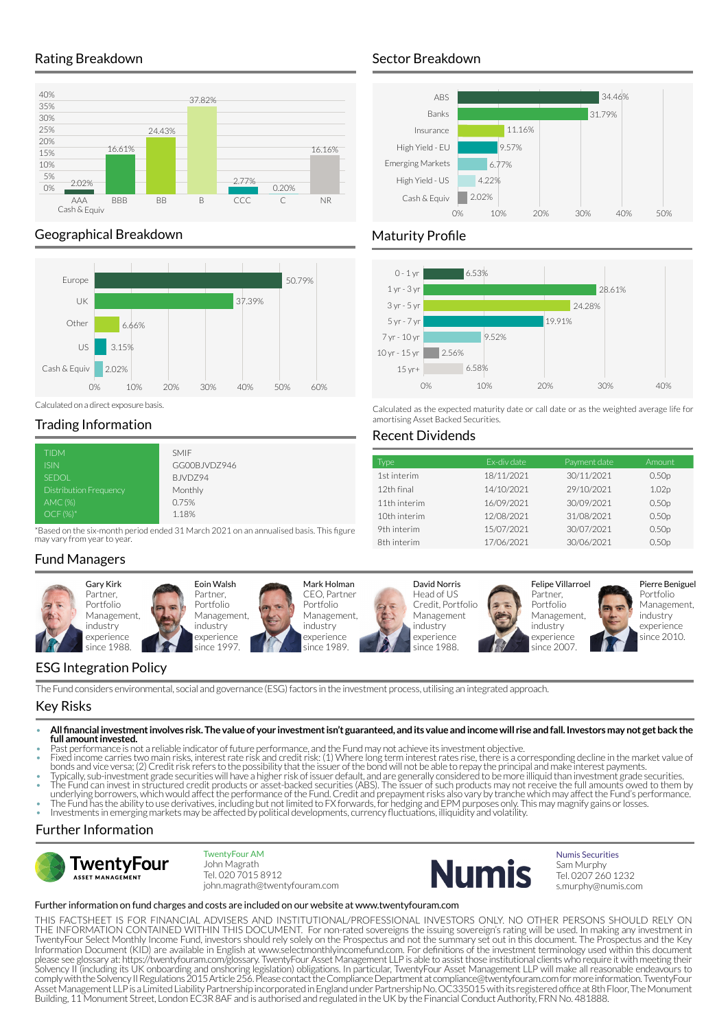## Rating Breakdown

40%
35%
30%
25%
20%
15%
10%
5%
0%

AAA Cash & Equiv 2.02%
BBB 16.61%
BB 24.43%
B 37.82%
CCC 2.77%
C 0.20%
NR 16.16%

## Sector Breakdown

ABS 34.46%
Banks 31.79%
Insurance 11.16%
High Yield - EU 9.57%
Emerging Markets 6.77%
High Yield - US 4.22%
Cash & Equiv 2.02%

0% 10% 20% 30% 40% 50%

## Geographical Breakdown

Europe 50.79%
UK 37.39%
Other 6.66%
US 3.15%
Cash & Equiv 2.02%

0% 10% 20% 30% 40% 50% 60%

Calculated on a direct exposure basis.

## Maturity Profile

0 - 1 yr 6.53%
1 yr - 3 yr 28.61%
3 yr - 5 yr 24.28%
5 yr - 7 yr 19.91%
7 yr - 10 yr 9.52%
10 yr - 15 yr 2.56%
15 yr+ 6.58%

0% 10% 20% 30% 40%

Calculated as the expected maturity date or call date or as the weighted average life for amortising Asset Backed Securities.

## Trading Information

| | |
|---|---|
| TIDM | SMIF |
| ISIN | GG00BJVDZ946 |
| SEDOL | BJVDZ94 |
| Distribution Frequency | Monthly |
| AMC (%) | 0.75% |
| OCF (%)* | 1.18% |

*Based on the six-month period ended 31 March 2021 on an annualised basis. This figure may vary from year to year.

## Recent Dividends

| Type | Ex-div date | Payment date | Amount |
|---|---|---|---|
| 1st interim | 18/11/2021 | 30/11/2021 | 0.50p |
| 12th final | 14/10/2021 | 29/10/2021 | 1.02p |
| 11th interim | 16/09/2021 | 30/09/2021 | 0.50p |
| 10th interim | 12/08/2021 | 31/08/2021 | 0.50p |
| 9th interim | 15/07/2021 | 30/07/2021 | 0.50p |
| 8th interim | 17/06/2021 | 30/06/2021 | 0.50p |

## Fund Managers

**Gary Kirk** – Partner, Portfolio Management, industry experience since 1988.

**Eoin Walsh** – Partner, Portfolio Management, industry experience since 1997.

**Mark Holman** – CEO, Partner Portfolio Management, industry experience since 1989.

**David Norris** – Head of US Credit, Portfolio Management industry experience since 1988.

**Felipe Villarroel** – Partner, Portfolio Management, industry experience since 2007.

**Pierre Beniguel** – Portfolio Management, industry experience since 2010.

## ESG Integration Policy

The Fund considers environmental, social and governance (ESG) factors in the investment process, utilising an integrated approach.

## Key Risks

- **All financial investment involves risk. The value of your investment isn't guaranteed, and its value and income will rise and fall. Investors may not get back the full amount invested.**
- Past performance is not a reliable indicator of future performance, and the Fund may not achieve its investment objective.
- Fixed income carries two main risks, interest rate risk and credit risk: (1) Where long term interest rates rise, there is a corresponding decline in the market value of bonds and vice versa; (2) Credit risk refers to the possibility that the issuer of the bond will not be able to repay the principal and make interest payments.
- Typically, sub-investment grade securities will have a higher risk of issuer default, and are generally considered to be more illiquid than investment grade securities.
- The Fund can invest in structured credit products or asset-backed securities (ABS). The issuer of such products may not receive the full amounts owed to them by underlying borrowers, which would affect the performance of the Fund. Credit and prepayment risks also vary by tranche which may affect the Fund's performance.
- The Fund has the ability to use derivatives, including but not limited to FX forwards, for hedging and EPM purposes only. This may magnify gains or losses.
- Investments in emerging markets may be affected by political developments, currency fluctuations, illiquidity and volatility.

## Further Information

TwentyFour ASSET MANAGEMENT

TwentyFour AM
John Magrath
Tel. 020 7015 8912
john.magrath@twentyfouram.com

Numis

Numis Securities
Sam Murphy
Tel. 0207 260 1232
s.murphy@numis.com

Further information on fund charges and costs are included on our website at www.twentyfouram.com

THIS FACTSHEET IS FOR FINANCIAL ADVISERS AND INSTITUTIONAL/PROFESSIONAL INVESTORS ONLY. NO OTHER PERSONS SHOULD RELY ON THE INFORMATION CONTAINED WITHIN THIS DOCUMENT. For non-rated sovereigns the issuing sovereign's rating will be used. In making any investment in TwentyFour Select Monthly Income Fund, investors should rely solely on the Prospectus and not the summary set out in this document. The Prospectus and the Key Information Document (KID) are available in English at www.selectmonthlyincomefund.com. For definitions of the investment terminology used within this document please see glossary at: https://twentyfouram.com/glossary. TwentyFour Asset Management LLP is able to assist those institutional clients who require it with meeting their Solvency II (including its UK onboarding and onshoring legislation) obligations. In particular, TwentyFour Asset Management LLP will make all reasonable endeavours to comply with the Solvency II Regulations 2015 Article 256. Please contact the Compliance Department at compliance@twentyfouram.com for more information. TwentyFour Asset Management LLP is a Limited Liability Partnership incorporated in England under Partnership No. OC335015 with its registered office at 8th Floor, The Monument Building, 11 Monument Street, London EC3R 8AF and is authorised and regulated in the UK by the Financial Conduct Authority, FRN No. 481888.